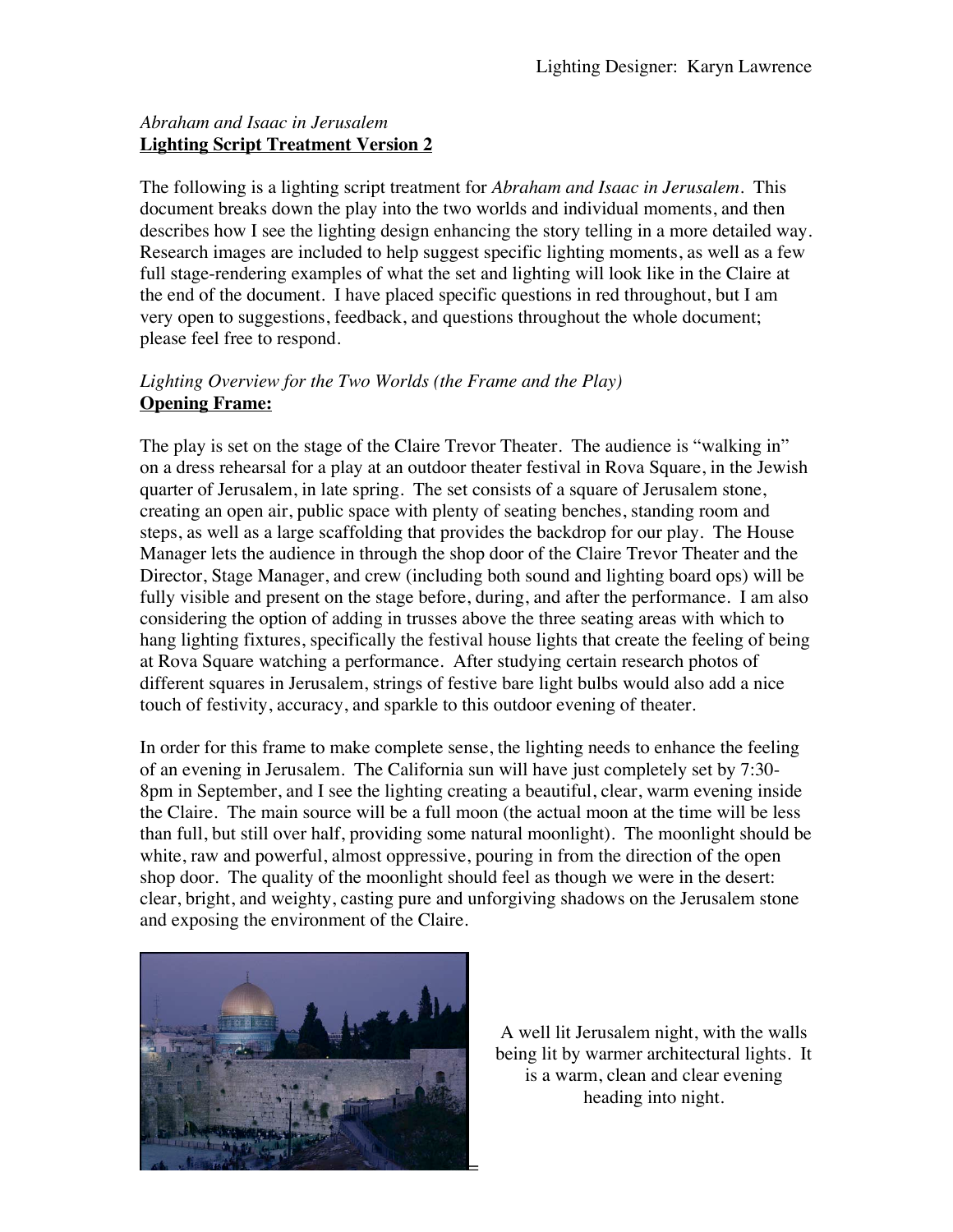Lighting Designer: Karyn Lawrence

*Abraham and Isaac in Jerusalem*
**Lighting Script Treatment Version 2**

The following is a lighting script treatment for *Abraham and Isaac in Jerusalem*. This document breaks down the play into the two worlds and individual moments, and then describes how I see the lighting design enhancing the story telling in a more detailed way. Research images are included to help suggest specific lighting moments, as well as a few full stage-rendering examples of what the set and lighting will look like in the Claire at the end of the document. I have placed specific questions in red throughout, but I am very open to suggestions, feedback, and questions throughout the whole document; please feel free to respond.

*Lighting Overview for the Two Worlds (the Frame and the Play)*
**Opening Frame:**

The play is set on the stage of the Claire Trevor Theater. The audience is "walking in" on a dress rehearsal for a play at an outdoor theater festival in Rova Square, in the Jewish quarter of Jerusalem, in late spring. The set consists of a square of Jerusalem stone, creating an open air, public space with plenty of seating benches, standing room and steps, as well as a large scaffolding that provides the backdrop for our play. The House Manager lets the audience in through the shop door of the Claire Trevor Theater and the Director, Stage Manager, and crew (including both sound and lighting board ops) will be fully visible and present on the stage before, during, and after the performance. I am also considering the option of adding in trusses above the three seating areas with which to hang lighting fixtures, specifically the festival house lights that create the feeling of being at Rova Square watching a performance. After studying certain research photos of different squares in Jerusalem, strings of festive bare light bulbs would also add a nice touch of festivity, accuracy, and sparkle to this outdoor evening of theater.

In order for this frame to make complete sense, the lighting needs to enhance the feeling of an evening in Jerusalem. The California sun will have just completely set by 7:30-8pm in September, and I see the lighting creating a beautiful, clear, warm evening inside the Claire. The main source will be a full moon (the actual moon at the time will be less than full, but still over half, providing some natural moonlight). The moonlight should be white, raw and powerful, almost oppressive, pouring in from the direction of the open shop door. The quality of the moonlight should feel as though we were in the desert: clear, bright, and weighty, casting pure and unforgiving shadows on the Jerusalem stone and exposing the environment of the Claire.

A well lit Jerusalem night, with the walls being lit by warmer architectural lights. It is a warm, clean and clear evening heading into night.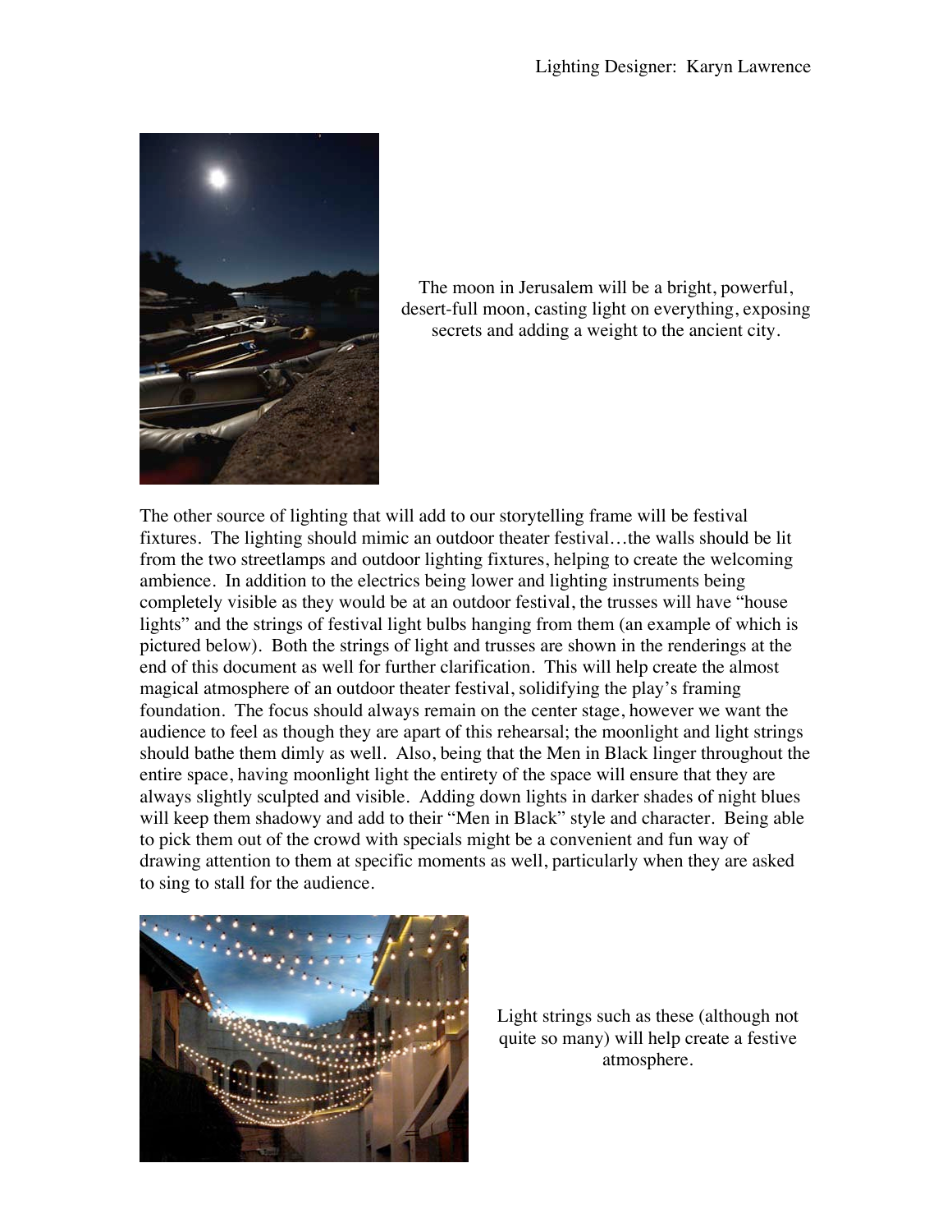The moon in Jerusalem will be a bright, powerful, desert-full moon, casting light on everything, exposing secrets and adding a weight to the ancient city.

The other source of lighting that will add to our storytelling frame will be festival fixtures. The lighting should mimic an outdoor theater festival…the walls should be lit from the two streetlamps and outdoor lighting fixtures, helping to create the welcoming ambience. In addition to the electrics being lower and lighting instruments being completely visible as they would be at an outdoor festival, the trusses will have "house lights" and the strings of festival light bulbs hanging from them (an example of which is pictured below). Both the strings of light and trusses are shown in the renderings at the end of this document as well for further clarification. This will help create the almost magical atmosphere of an outdoor theater festival, solidifying the play's framing foundation. The focus should always remain on the center stage, however we want the audience to feel as though they are apart of this rehearsal; the moonlight and light strings should bathe them dimly as well. Also, being that the Men in Black linger throughout the entire space, having moonlight light the entirety of the space will ensure that they are always slightly sculpted and visible. Adding down lights in darker shades of night blues will keep them shadowy and add to their "Men in Black" style and character. Being able to pick them out of the crowd with specials might be a convenient and fun way of drawing attention to them at specific moments as well, particularly when they are asked to sing to stall for the audience.

Light strings such as these (although not quite so many) will help create a festive atmosphere.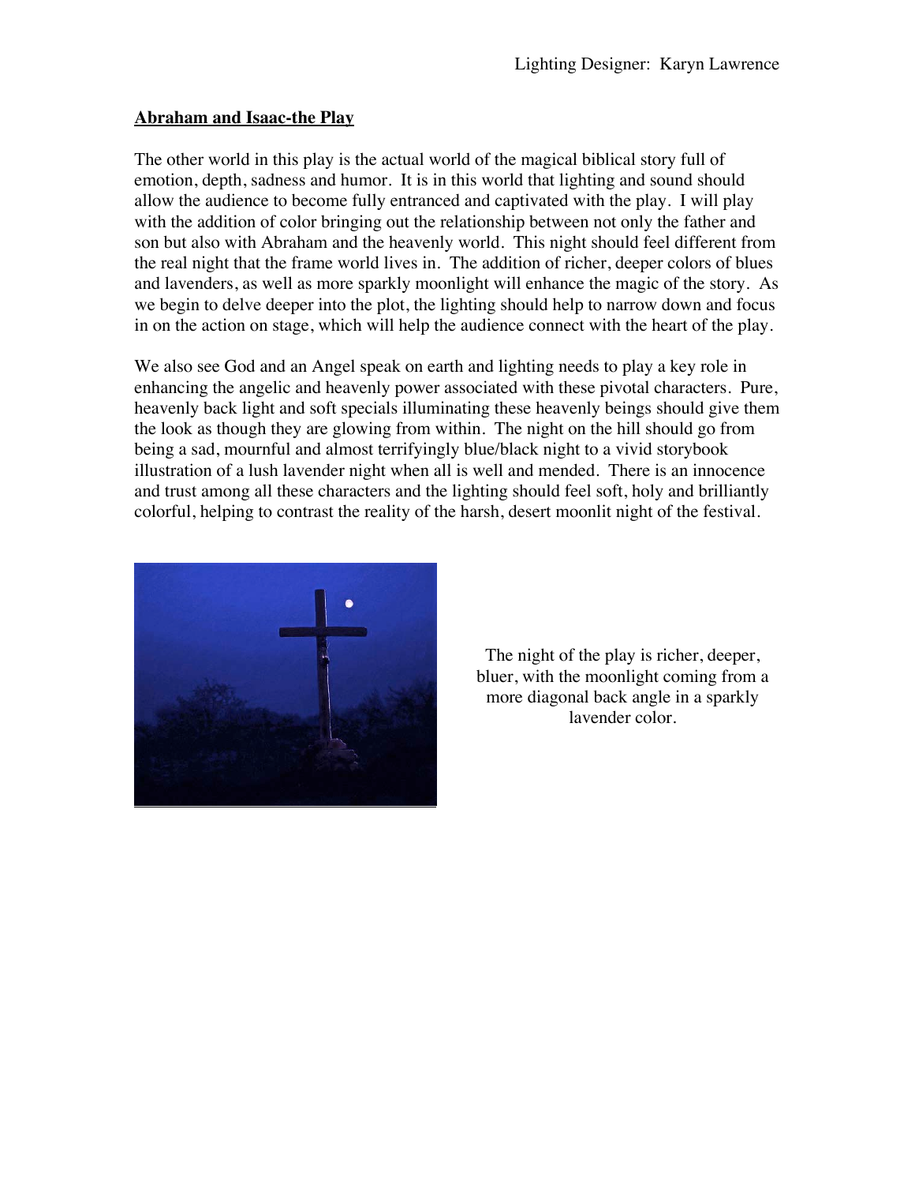Lighting Designer: Karyn Lawrence

## Abraham and Isaac-the Play

The other world in this play is the actual world of the magical biblical story full of emotion, depth, sadness and humor. It is in this world that lighting and sound should allow the audience to become fully entranced and captivated with the play. I will play with the addition of color bringing out the relationship between not only the father and son but also with Abraham and the heavenly world. This night should feel different from the real night that the frame world lives in. The addition of richer, deeper colors of blues and lavenders, as well as more sparkly moonlight will enhance the magic of the story. As we begin to delve deeper into the plot, the lighting should help to narrow down and focus in on the action on stage, which will help the audience connect with the heart of the play.

We also see God and an Angel speak on earth and lighting needs to play a key role in enhancing the angelic and heavenly power associated with these pivotal characters. Pure, heavenly back light and soft specials illuminating these heavenly beings should give them the look as though they are glowing from within. The night on the hill should go from being a sad, mournful and almost terrifyingly blue/black night to a vivid storybook illustration of a lush lavender night when all is well and mended. There is an innocence and trust among all these characters and the lighting should feel soft, holy and brilliantly colorful, helping to contrast the reality of the harsh, desert moonlit night of the festival.

The night of the play is richer, deeper, bluer, with the moonlight coming from a more diagonal back angle in a sparkly lavender color.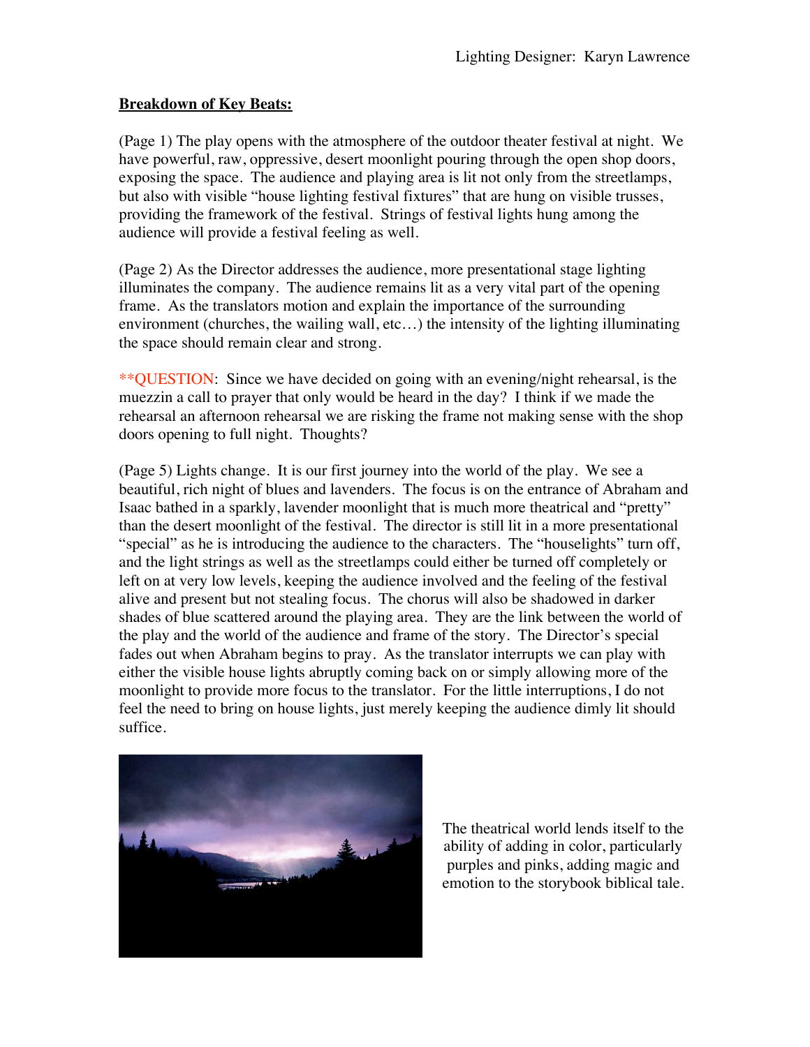Lighting Designer: Karyn Lawrence

**Breakdown of Key Beats:**

(Page 1) The play opens with the atmosphere of the outdoor theater festival at night. We have powerful, raw, oppressive, desert moonlight pouring through the open shop doors, exposing the space. The audience and playing area is lit not only from the streetlamps, but also with visible "house lighting festival fixtures" that are hung on visible trusses, providing the framework of the festival. Strings of festival lights hung among the audience will provide a festival feeling as well.

(Page 2) As the Director addresses the audience, more presentational stage lighting illuminates the company. The audience remains lit as a very vital part of the opening frame. As the translators motion and explain the importance of the surrounding environment (churches, the wailing wall, etc…) the intensity of the lighting illuminating the space should remain clear and strong.

**QUESTION: Since we have decided on going with an evening/night rehearsal, is the muezzin a call to prayer that only would be heard in the day? I think if we made the rehearsal an afternoon rehearsal we are risking the frame not making sense with the shop doors opening to full night. Thoughts?

(Page 5) Lights change. It is our first journey into the world of the play. We see a beautiful, rich night of blues and lavenders. The focus is on the entrance of Abraham and Isaac bathed in a sparkly, lavender moonlight that is much more theatrical and "pretty" than the desert moonlight of the festival. The director is still lit in a more presentational "special" as he is introducing the audience to the characters. The "houselights" turn off, and the light strings as well as the streetlamps could either be turned off completely or left on at very low levels, keeping the audience involved and the feeling of the festival alive and present but not stealing focus. The chorus will also be shadowed in darker shades of blue scattered around the playing area. They are the link between the world of the play and the world of the audience and frame of the story. The Director's special fades out when Abraham begins to pray. As the translator interrupts we can play with either the visible house lights abruptly coming back on or simply allowing more of the moonlight to provide more focus to the translator. For the little interruptions, I do not feel the need to bring on house lights, just merely keeping the audience dimly lit should suffice.

The theatrical world lends itself to the ability of adding in color, particularly purples and pinks, adding magic and emotion to the storybook biblical tale.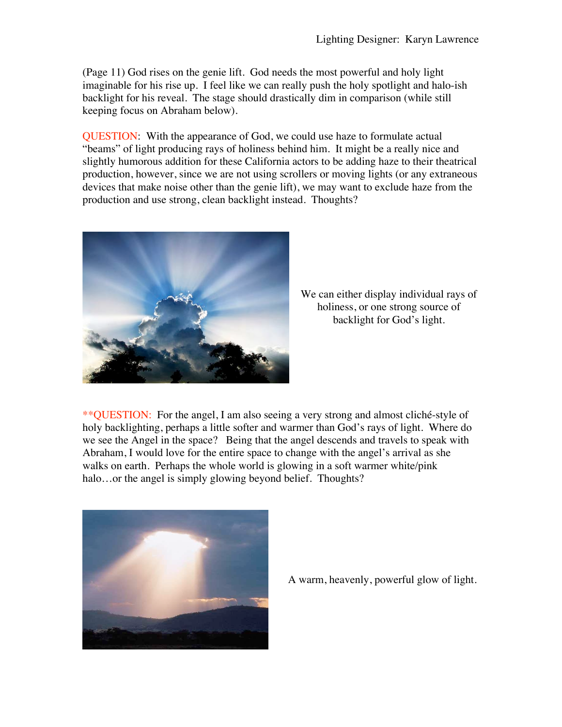(Page 11) God rises on the genie lift. God needs the most powerful and holy light imaginable for his rise up. I feel like we can really push the holy spotlight and halo-ish backlight for his reveal. The stage should drastically dim in comparison (while still keeping focus on Abraham below).

QUESTION: With the appearance of God, we could use haze to formulate actual "beams" of light producing rays of holiness behind him. It might be a really nice and slightly humorous addition for these California actors to be adding haze to their theatrical production, however, since we are not using scrollers or moving lights (or any extraneous devices that make noise other than the genie lift), we may want to exclude haze from the production and use strong, clean backlight instead. Thoughts?

We can either display individual rays of holiness, or one strong source of backlight for God's light.

**QUESTION: For the angel, I am also seeing a very strong and almost cliché-style of holy backlighting, perhaps a little softer and warmer than God's rays of light. Where do we see the Angel in the space? Being that the angel descends and travels to speak with Abraham, I would love for the entire space to change with the angel's arrival as she walks on earth. Perhaps the whole world is glowing in a soft warmer white/pink halo…or the angel is simply glowing beyond belief. Thoughts?

A warm, heavenly, powerful glow of light.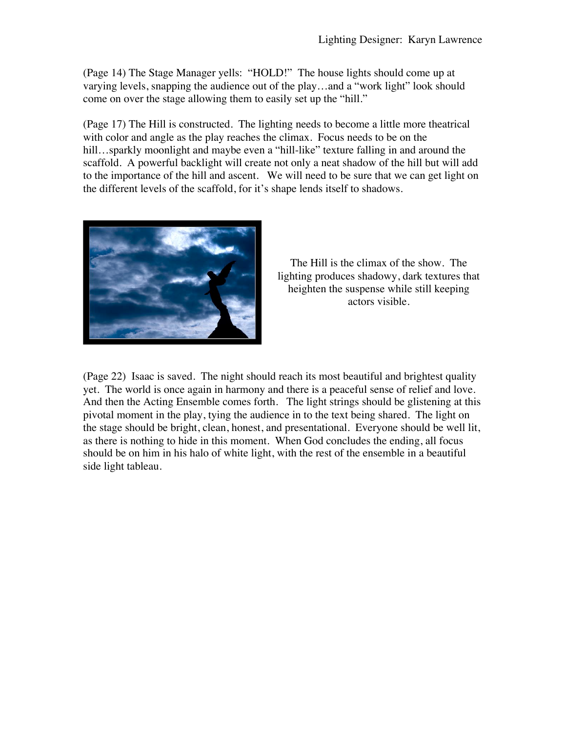(Page 14) The Stage Manager yells: "HOLD!" The house lights should come up at varying levels, snapping the audience out of the play…and a "work light" look should come on over the stage allowing them to easily set up the "hill."

(Page 17) The Hill is constructed. The lighting needs to become a little more theatrical with color and angle as the play reaches the climax. Focus needs to be on the hill…sparkly moonlight and maybe even a "hill-like" texture falling in and around the scaffold. A powerful backlight will create not only a neat shadow of the hill but will add to the importance of the hill and ascent. We will need to be sure that we can get light on the different levels of the scaffold, for it's shape lends itself to shadows.

The Hill is the climax of the show. The lighting produces shadowy, dark textures that heighten the suspense while still keeping actors visible.

(Page 22) Isaac is saved. The night should reach its most beautiful and brightest quality yet. The world is once again in harmony and there is a peaceful sense of relief and love. And then the Acting Ensemble comes forth. The light strings should be glistening at this pivotal moment in the play, tying the audience in to the text being shared. The light on the stage should be bright, clean, honest, and presentational. Everyone should be well lit, as there is nothing to hide in this moment. When God concludes the ending, all focus should be on him in his halo of white light, with the rest of the ensemble in a beautiful side light tableau.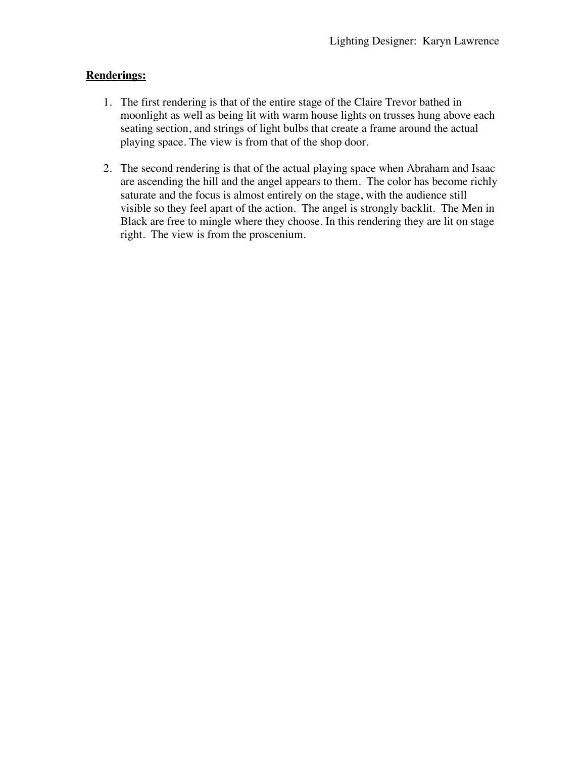**Renderings:**

1. The first rendering is that of the entire stage of the Claire Trevor bathed in moonlight as well as being lit with warm house lights on trusses hung above each seating section, and strings of light bulbs that create a frame around the actual playing space. The view is from that of the shop door.

2. The second rendering is that of the actual playing space when Abraham and Isaac are ascending the hill and the angel appears to them. The color has become richly saturate and the focus is almost entirely on the stage, with the audience still visible so they feel apart of the action. The angel is strongly backlit. The Men in Black are free to mingle where they choose. In this rendering they are lit on stage right. The view is from the proscenium.